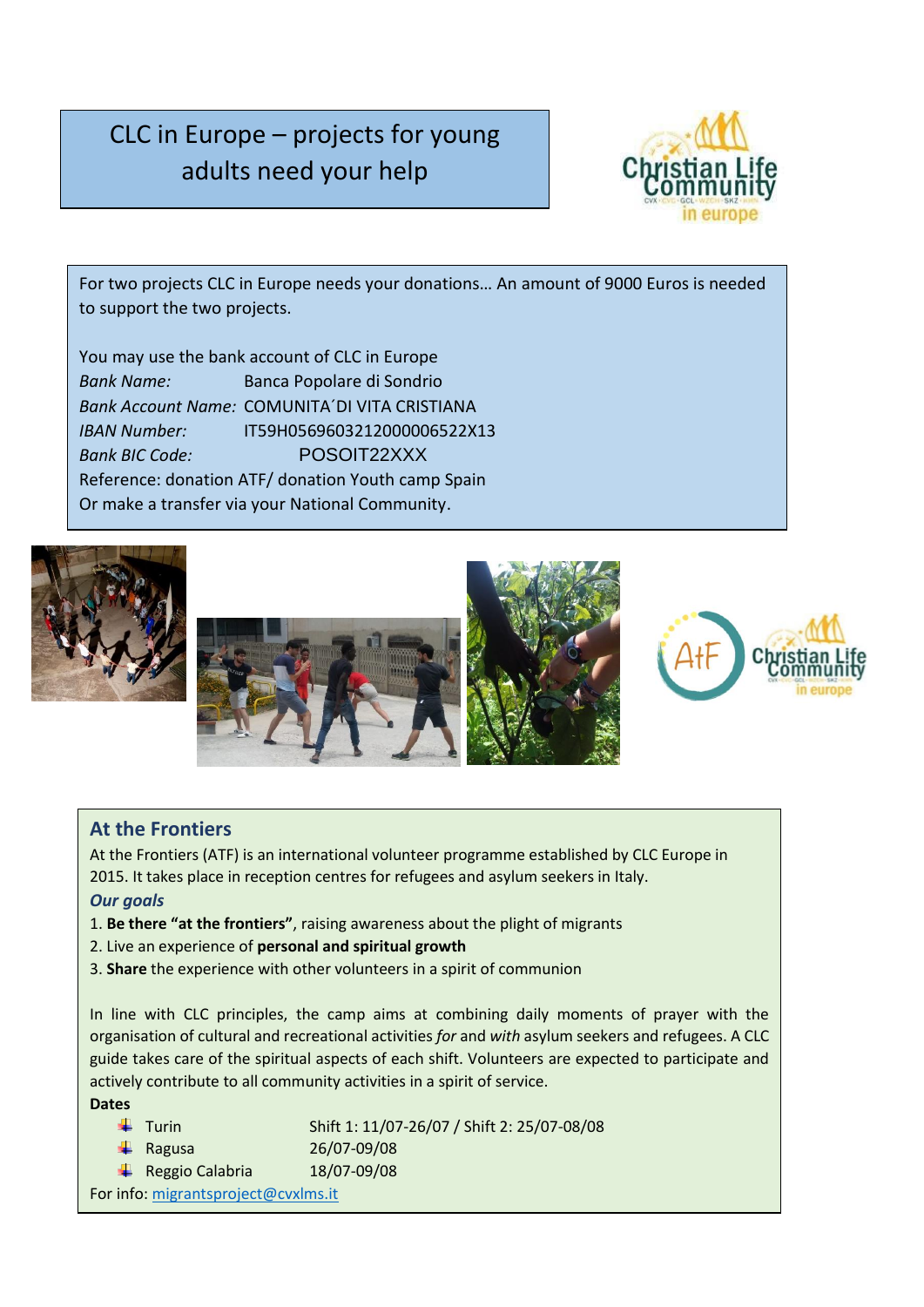# CLC in Europe – projects for young adults need your help

For two projects CLC in Europe needs your donations… An amount of 9000 Euros is needed to support the two projects.

You may use the bank account of CLC in Europe
*Bank Name:* Banca Popolare di Sondrio
*Bank Account Name:* COMUNITA´DI VITA CRISTIANA
*IBAN Number:* IT59H0569603212000006522X13
*Bank BIC Code:* POSOIT22XXX
Reference: donation ATF/ donation Youth camp Spain
Or make a transfer via your National Community.

## At the Frontiers

At the Frontiers (ATF) is an international volunteer programme established by CLC Europe in 2015. It takes place in reception centres for refugees and asylum seekers in Italy.

### *Our goals*

1. **Be there "at the frontiers"**, raising awareness about the plight of migrants
2. Live an experience of **personal and spiritual growth**
3. **Share** the experience with other volunteers in a spirit of communion

In line with CLC principles, the camp aims at combining daily moments of prayer with the organisation of cultural and recreational activities *for* and *with* asylum seekers and refugees. A CLC guide takes care of the spiritual aspects of each shift. Volunteers are expected to participate and actively contribute to all community activities in a spirit of service.

**Dates**

- Turin — Shift 1: 11/07-26/07 / Shift 2: 25/07-08/08
- Ragusa — 26/07-09/08
- Reggio Calabria — 18/07-09/08

For info: migrantsproject@cvxlms.it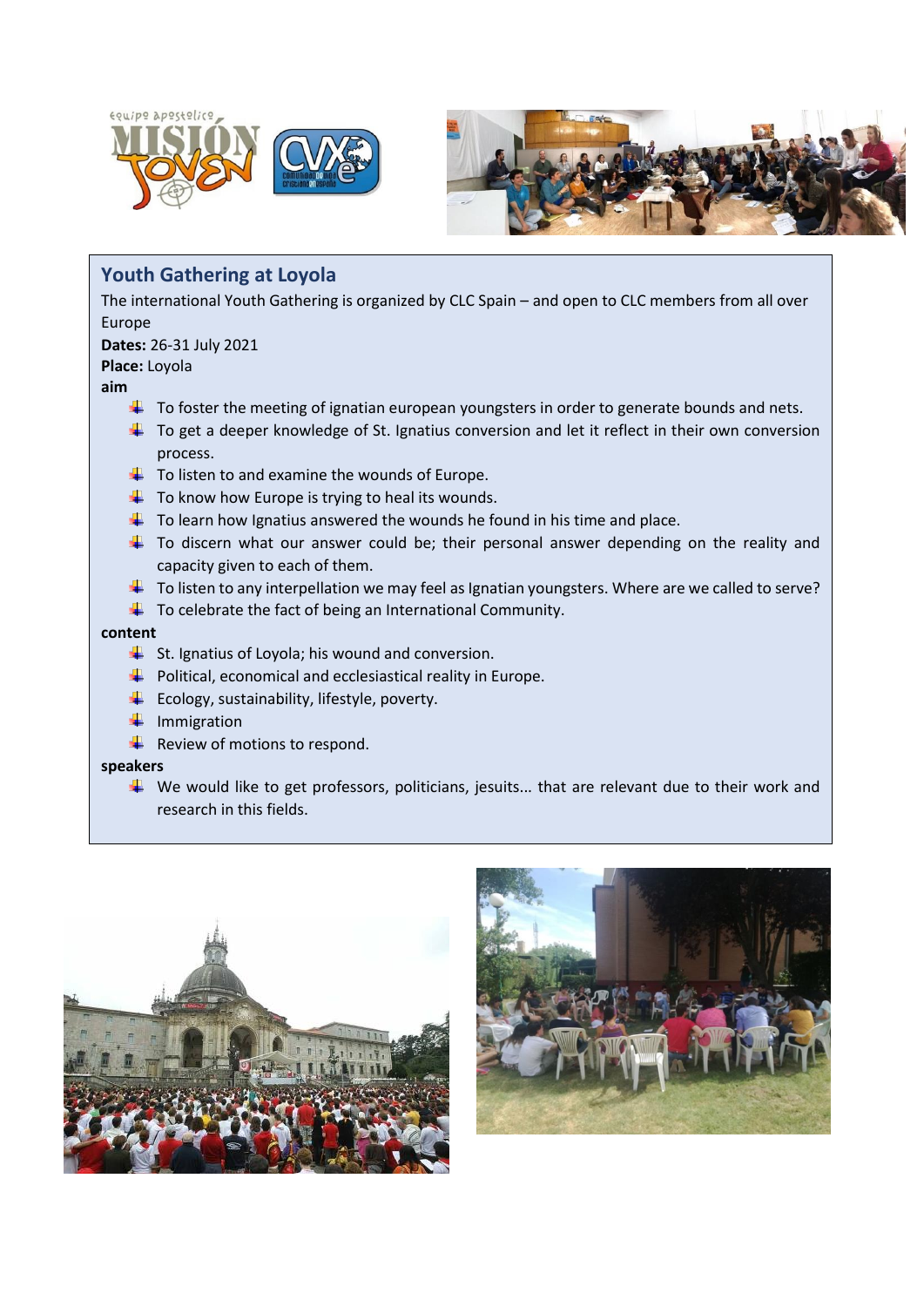## Youth Gathering at Loyola

The international Youth Gathering is organized by CLC Spain – and open to CLC members from all over Europe

**Dates:** 26-31 July 2021

**Place:** Loyola

**aim**

- To foster the meeting of ignatian european youngsters in order to generate bounds and nets.
- To get a deeper knowledge of St. Ignatius conversion and let it reflect in their own conversion process.
- To listen to and examine the wounds of Europe.
- To know how Europe is trying to heal its wounds.
- To learn how Ignatius answered the wounds he found in his time and place.
- To discern what our answer could be; their personal answer depending on the reality and capacity given to each of them.
- To listen to any interpellation we may feel as Ignatian youngsters. Where are we called to serve?
- To celebrate the fact of being an International Community.

**content**

- St. Ignatius of Loyola; his wound and conversion.
- Political, economical and ecclesiastical reality in Europe.
- Ecology, sustainability, lifestyle, poverty.
- Immigration
- Review of motions to respond.

**speakers**

- We would like to get professors, politicians, jesuits... that are relevant due to their work and research in this fields.